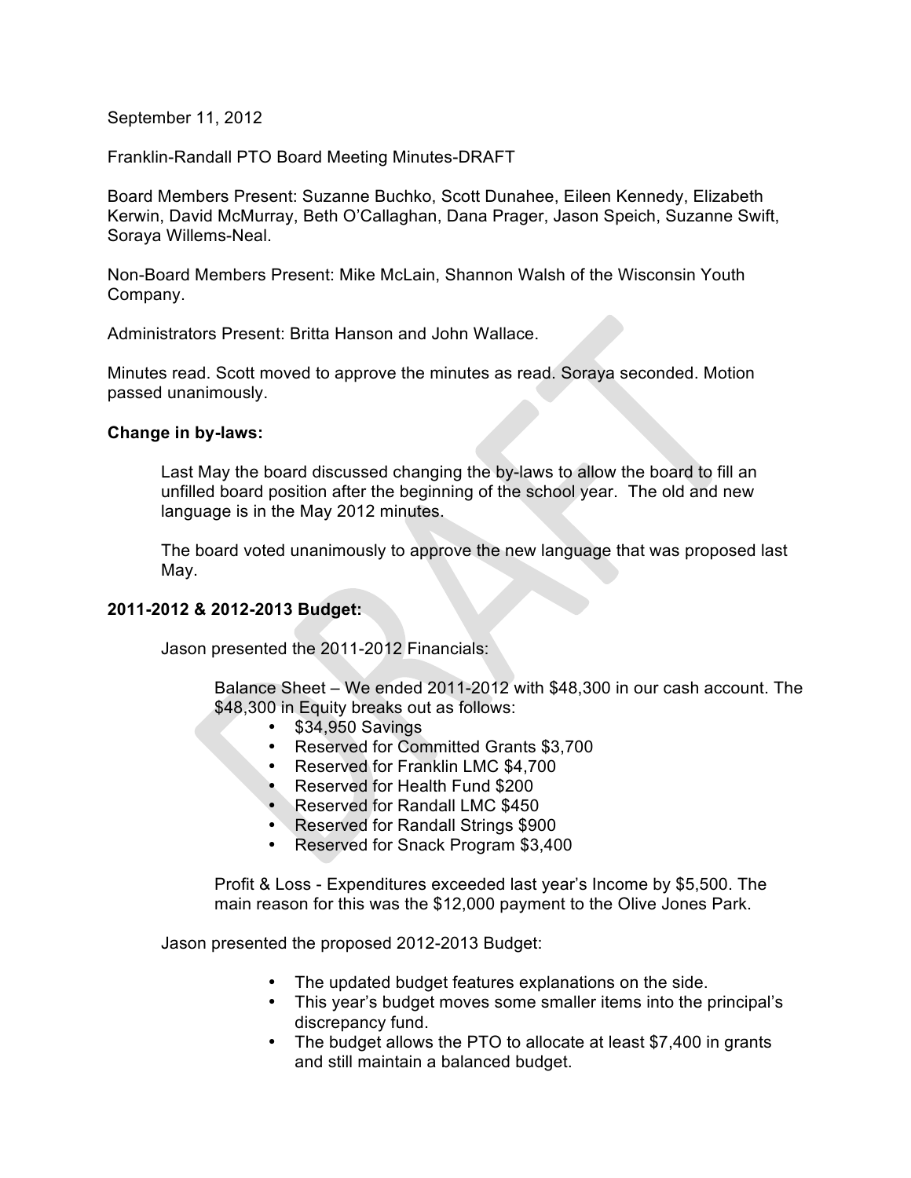September 11, 2012

Franklin-Randall PTO Board Meeting Minutes-DRAFT

Board Members Present: Suzanne Buchko, Scott Dunahee, Eileen Kennedy, Elizabeth Kerwin, David McMurray, Beth O'Callaghan, Dana Prager, Jason Speich, Suzanne Swift, Soraya Willems-Neal.

Non-Board Members Present: Mike McLain, Shannon Walsh of the Wisconsin Youth Company.

Administrators Present: Britta Hanson and John Wallace.

Minutes read. Scott moved to approve the minutes as read. Soraya seconded. Motion passed unanimously.

**Change in by-laws:**

Last May the board discussed changing the by-laws to allow the board to fill an unfilled board position after the beginning of the school year. The old and new language is in the May 2012 minutes.

The board voted unanimously to approve the new language that was proposed last May.

**2011-2012 & 2012-2013 Budget:**

Jason presented the 2011-2012 Financials:

Balance Sheet – We ended 2011-2012 with $48,300 in our cash account. The $48,300 in Equity breaks out as follows:

- $34,950 Savings
- Reserved for Committed Grants $3,700
- Reserved for Franklin LMC $4,700
- Reserved for Health Fund $200
- Reserved for Randall LMC $450
- Reserved for Randall Strings $900
- Reserved for Snack Program $3,400

Profit & Loss - Expenditures exceeded last year's Income by $5,500. The main reason for this was the $12,000 payment to the Olive Jones Park.

Jason presented the proposed 2012-2013 Budget:

- The updated budget features explanations on the side.
- This year's budget moves some smaller items into the principal's discrepancy fund.
- The budget allows the PTO to allocate at least $7,400 in grants and still maintain a balanced budget.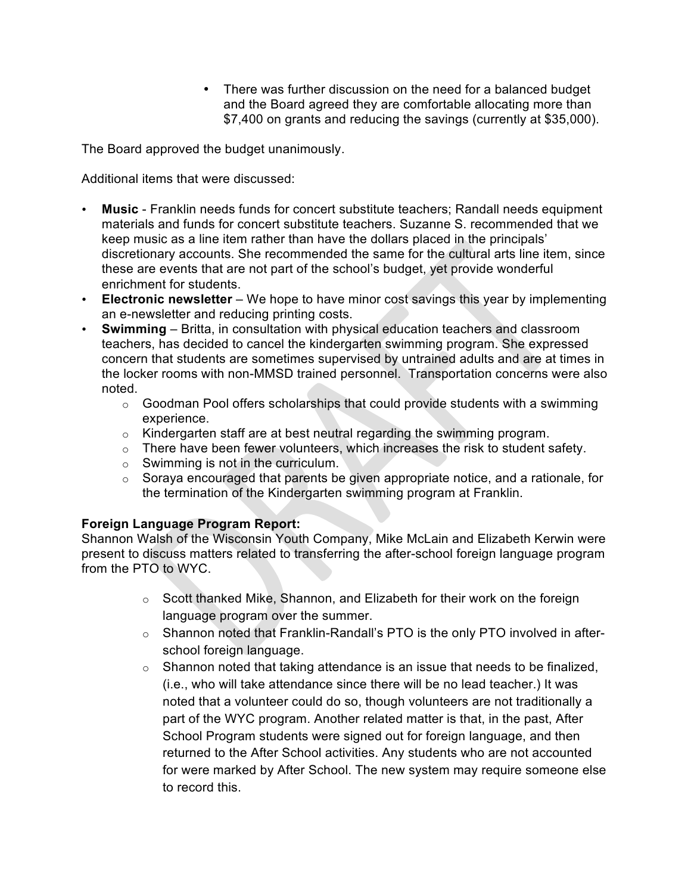- There was further discussion on the need for a balanced budget and the Board agreed they are comfortable allocating more than $7,400 on grants and reducing the savings (currently at $35,000).

The Board approved the budget unanimously.

Additional items that were discussed:

- **Music** - Franklin needs funds for concert substitute teachers; Randall needs equipment materials and funds for concert substitute teachers. Suzanne S. recommended that we keep music as a line item rather than have the dollars placed in the principals' discretionary accounts. She recommended the same for the cultural arts line item, since these are events that are not part of the school's budget, yet provide wonderful enrichment for students.
- **Electronic newsletter** – We hope to have minor cost savings this year by implementing an e-newsletter and reducing printing costs.
- **Swimming** – Britta, in consultation with physical education teachers and classroom teachers, has decided to cancel the kindergarten swimming program. She expressed concern that students are sometimes supervised by untrained adults and are at times in the locker rooms with non-MMSD trained personnel. Transportation concerns were also noted.
  - Goodman Pool offers scholarships that could provide students with a swimming experience.
  - Kindergarten staff are at best neutral regarding the swimming program.
  - There have been fewer volunteers, which increases the risk to student safety.
  - Swimming is not in the curriculum.
  - Soraya encouraged that parents be given appropriate notice, and a rationale, for the termination of the Kindergarten swimming program at Franklin.

**Foreign Language Program Report:**
Shannon Walsh of the Wisconsin Youth Company, Mike McLain and Elizabeth Kerwin were present to discuss matters related to transferring the after-school foreign language program from the PTO to WYC.

- Scott thanked Mike, Shannon, and Elizabeth for their work on the foreign language program over the summer.
- Shannon noted that Franklin-Randall's PTO is the only PTO involved in after-school foreign language.
- Shannon noted that taking attendance is an issue that needs to be finalized, (i.e., who will take attendance since there will be no lead teacher.) It was noted that a volunteer could do so, though volunteers are not traditionally a part of the WYC program. Another related matter is that, in the past, After School Program students were signed out for foreign language, and then returned to the After School activities. Any students who are not accounted for were marked by After School. The new system may require someone else to record this.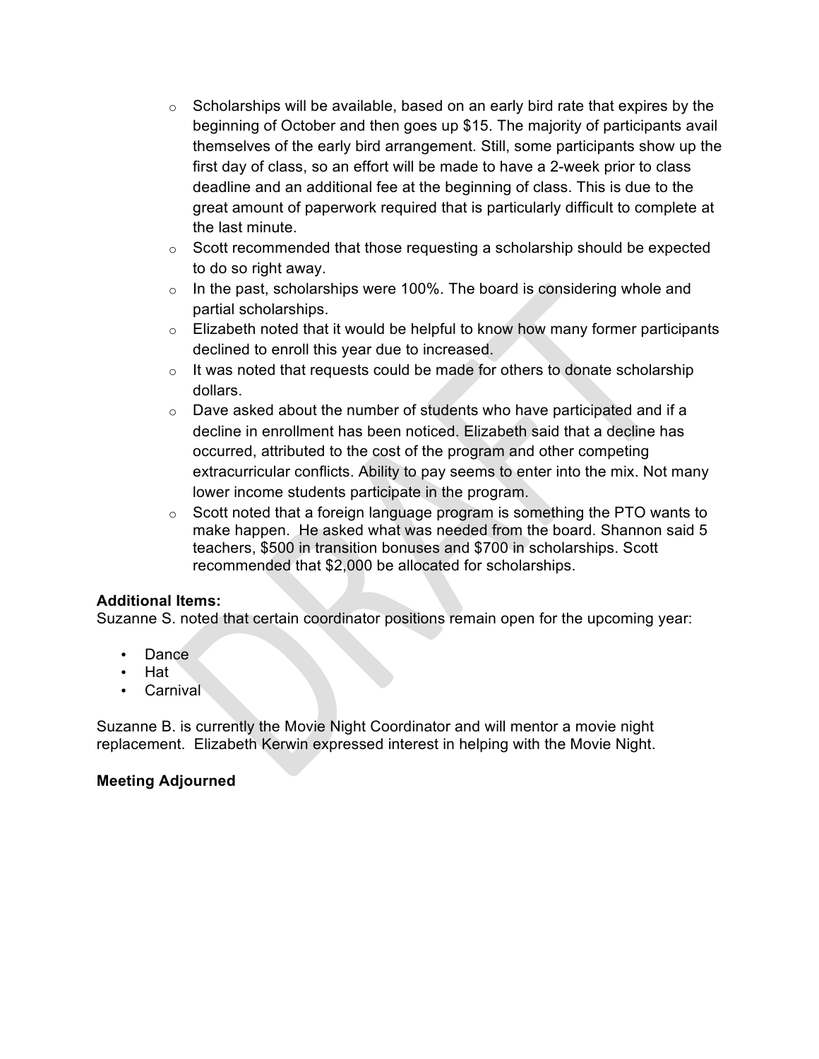- Scholarships will be available, based on an early bird rate that expires by the beginning of October and then goes up $15. The majority of participants avail themselves of the early bird arrangement. Still, some participants show up the first day of class, so an effort will be made to have a 2-week prior to class deadline and an additional fee at the beginning of class. This is due to the great amount of paperwork required that is particularly difficult to complete at the last minute.
- Scott recommended that those requesting a scholarship should be expected to do so right away.
- In the past, scholarships were 100%. The board is considering whole and partial scholarships.
- Elizabeth noted that it would be helpful to know how many former participants declined to enroll this year due to increased.
- It was noted that requests could be made for others to donate scholarship dollars.
- Dave asked about the number of students who have participated and if a decline in enrollment has been noticed. Elizabeth said that a decline has occurred, attributed to the cost of the program and other competing extracurricular conflicts. Ability to pay seems to enter into the mix. Not many lower income students participate in the program.
- Scott noted that a foreign language program is something the PTO wants to make happen. He asked what was needed from the board. Shannon said 5 teachers, $500 in transition bonuses and $700 in scholarships. Scott recommended that $2,000 be allocated for scholarships.

**Additional Items:**
Suzanne S. noted that certain coordinator positions remain open for the upcoming year:

- Dance
- Hat
- Carnival

Suzanne B. is currently the Movie Night Coordinator and will mentor a movie night replacement. Elizabeth Kerwin expressed interest in helping with the Movie Night.

**Meeting Adjourned**